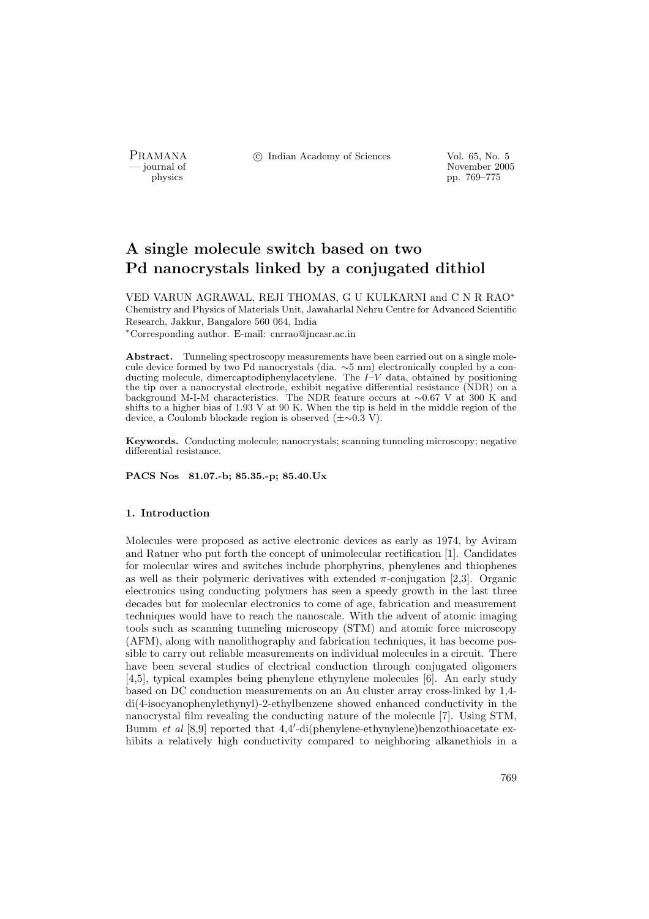# A single molecule switch based on two Pd nanocrystals linked by a conjugated dithiol

VED VARUN AGRAWAL, REJI THOMAS, G U KULKARNI and C N R RAO*

Chemistry and Physics of Materials Unit, Jawaharlal Nehru Centre for Advanced Scientific Research, Jakkur, Bangalore 560 064, India

*Corresponding author. E-mail: cnrrao@jncasr.ac.in

**Abstract.** Tunneling spectroscopy measurements have been carried out on a single molecule device formed by two Pd nanocrystals (dia. ∼5 nm) electronically coupled by a conducting molecule, dimercaptodiphenylacetylene. The $I$–$V$ data, obtained by positioning the tip over a nanocrystal electrode, exhibit negative differential resistance (NDR) on a background M-I-M characteristics. The NDR feature occurs at ∼0.67 V at 300 K and shifts to a higher bias of 1.93 V at 90 K. When the tip is held in the middle region of the device, a Coulomb blockade region is observed (±∼0.3 V).

**Keywords.** Conducting molecule; nanocrystals; scanning tunneling microscopy; negative differential resistance.

**PACS Nos 81.07.-b; 85.35.-p; 85.40.Ux**

## 1. Introduction

Molecules were proposed as active electronic devices as early as 1974, by Aviram and Ratner who put forth the concept of unimolecular rectification [1]. Candidates for molecular wires and switches include phorphyrins, phenylenes and thiophenes as well as their polymeric derivatives with extended $\pi$-conjugation [2,3]. Organic electronics using conducting polymers has seen a speedy growth in the last three decades but for molecular electronics to come of age, fabrication and measurement techniques would have to reach the nanoscale. With the advent of atomic imaging tools such as scanning tunneling microscopy (STM) and atomic force microscopy (AFM), along with nanolithography and fabrication techniques, it has become possible to carry out reliable measurements on individual molecules in a circuit. There have been several studies of electrical conduction through conjugated oligomers [4,5], typical examples being phenylene ethynylene molecules [6]. An early study based on DC conduction measurements on an Au cluster array cross-linked by 1,4-di(4-isocyanophenylethynyl)-2-ethylbenzene showed enhanced conductivity in the nanocrystal film revealing the conducting nature of the molecule [7]. Using STM, Bumm *et al* [8,9] reported that 4,4′-di(phenylene-ethynylene)benzothioacetate exhibits a relatively high conductivity compared to neighboring alkanethiols in a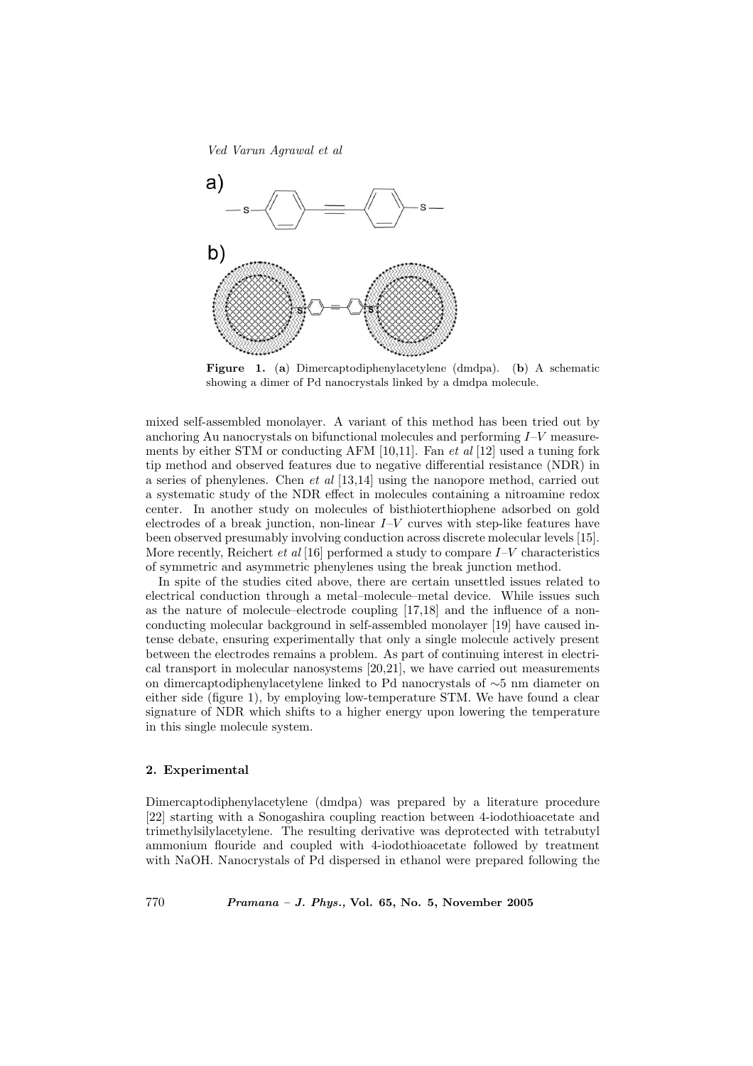**Figure 1.** (**a**) Dimercaptodiphenylacetylene (dmdpa). (**b**) A schematic showing a dimer of Pd nanocrystals linked by a dmdpa molecule.

mixed self-assembled monolayer. A variant of this method has been tried out by anchoring Au nanocrystals on bifunctional molecules and performing $I$–$V$ measurements by either STM or conducting AFM [10,11]. Fan *et al* [12] used a tuning fork tip method and observed features due to negative differential resistance (NDR) in a series of phenylenes. Chen *et al* [13,14] using the nanopore method, carried out a systematic study of the NDR effect in molecules containing a nitroamine redox center. In another study on molecules of bisthioterthiophene adsorbed on gold electrodes of a break junction, non-linear $I$–$V$ curves with step-like features have been observed presumably involving conduction across discrete molecular levels [15]. More recently, Reichert *et al* [16] performed a study to compare $I$–$V$ characteristics of symmetric and asymmetric phenylenes using the break junction method.

In spite of the studies cited above, there are certain unsettled issues related to electrical conduction through a metal–molecule–metal device. While issues such as the nature of molecule–electrode coupling [17,18] and the influence of a non-conducting molecular background in self-assembled monolayer [19] have caused intense debate, ensuring experimentally that only a single molecule actively present between the electrodes remains a problem. As part of continuing interest in electrical transport in molecular nanosystems [20,21], we have carried out measurements on dimercaptodiphenylacetylene linked to Pd nanocrystals of ∼5 nm diameter on either side (figure 1), by employing low-temperature STM. We have found a clear signature of NDR which shifts to a higher energy upon lowering the temperature in this single molecule system.

## 2. Experimental

Dimercaptodiphenylacetylene (dmdpa) was prepared by a literature procedure [22] starting with a Sonogashira coupling reaction between 4-iodothioacetate and trimethylsilylacetylene. The resulting derivative was deprotected with tetrabutyl ammonium flouride and coupled with 4-iodothioacetate followed by treatment with NaOH. Nanocrystals of Pd dispersed in ethanol were prepared following the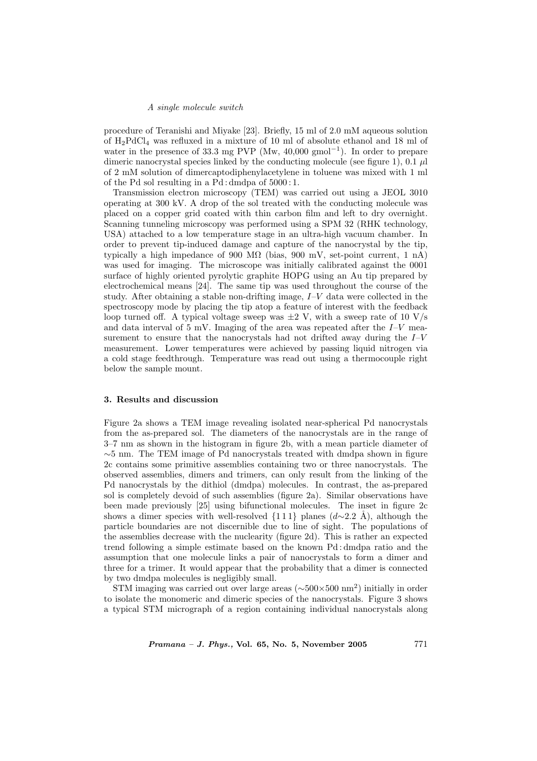procedure of Teranishi and Miyake [23]. Briefly, 15 ml of 2.0 mM aqueous solution of $H_2PdCl_4$ was refluxed in a mixture of 10 ml of absolute ethanol and 18 ml of water in the presence of 33.3 mg PVP (Mw, 40,000 $gmol^{-1}$). In order to prepare dimeric nanocrystal species linked by the conducting molecule (see figure 1), 0.1 $\mu$l of 2 mM solution of dimercaptodiphenylacetylene in toluene was mixed with 1 ml of the Pd sol resulting in a Pd : dmdpa of 5000 : 1.

Transmission electron microscopy (TEM) was carried out using a JEOL 3010 operating at 300 kV. A drop of the sol treated with the conducting molecule was placed on a copper grid coated with thin carbon film and left to dry overnight. Scanning tunneling microscopy was performed using a SPM 32 (RHK technology, USA) attached to a low temperature stage in an ultra-high vacuum chamber. In order to prevent tip-induced damage and capture of the nanocrystal by the tip, typically a high impedance of 900 M$\Omega$ (bias, 900 mV, set-point current, 1 nA) was used for imaging. The microscope was initially calibrated against the 0001 surface of highly oriented pyrolytic graphite HOPG using an Au tip prepared by electrochemical means [24]. The same tip was used throughout the course of the study. After obtaining a stable non-drifting image, *I–V* data were collected in the spectroscopy mode by placing the tip atop a feature of interest with the feedback loop turned off. A typical voltage sweep was $\pm 2$ V, with a sweep rate of 10 V/s and data interval of 5 mV. Imaging of the area was repeated after the *I–V* measurement to ensure that the nanocrystals had not drifted away during the *I–V* measurement. Lower temperatures were achieved by passing liquid nitrogen via a cold stage feedthrough. Temperature was read out using a thermocouple right below the sample mount.

## 3. Results and discussion

Figure 2a shows a TEM image revealing isolated near-spherical Pd nanocrystals from the as-prepared sol. The diameters of the nanocrystals are in the range of 3–7 nm as shown in the histogram in figure 2b, with a mean particle diameter of $\sim$5 nm. The TEM image of Pd nanocrystals treated with dmdpa shown in figure 2c contains some primitive assemblies containing two or three nanocrystals. The observed assemblies, dimers and trimers, can only result from the linking of the Pd nanocrystals by the dithiol (dmdpa) molecules. In contrast, the as-prepared sol is completely devoid of such assemblies (figure 2a). Similar observations have been made previously [25] using bifunctional molecules. The inset in figure 2c shows a dimer species with well-resolved {1 1 1} planes ($d \sim 2.2$ Å), although the particle boundaries are not discernible due to line of sight. The populations of the assemblies decrease with the nuclearity (figure 2d). This is rather an expected trend following a simple estimate based on the known Pd : dmdpa ratio and the assumption that one molecule links a pair of nanocrystals to form a dimer and three for a trimer. It would appear that the probability that a dimer is connected by two dmdpa molecules is negligibly small.

STM imaging was carried out over large areas ($\sim 500 \times 500$ nm$^2$) initially in order to isolate the monomeric and dimeric species of the nanocrystals. Figure 3 shows a typical STM micrograph of a region containing individual nanocrystals along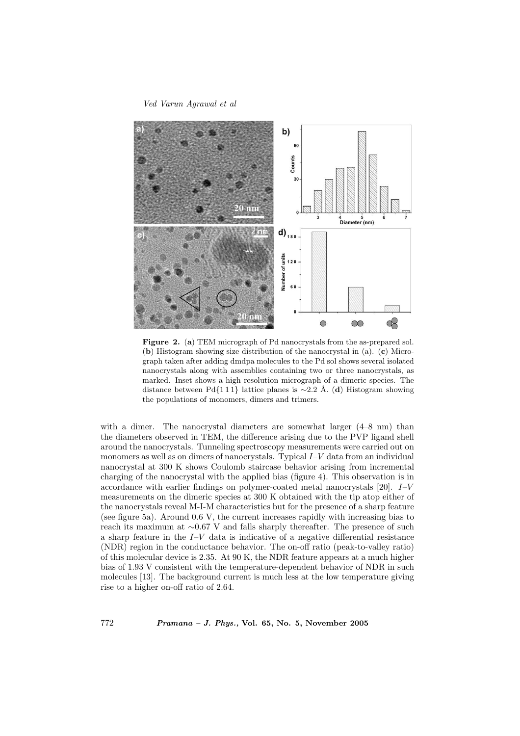**Figure 2.** (**a**) TEM micrograph of Pd nanocrystals from the as-prepared sol. (**b**) Histogram showing size distribution of the nanocrystal in (a). (**c**) Micrograph taken after adding dmdpa molecules to the Pd sol shows several isolated nanocrystals along with assemblies containing two or three nanocrystals, as marked. Inset shows a high resolution micrograph of a dimeric species. The distance between Pd{1 1 1} lattice planes is ∼2.2 Å. (**d**) Histogram showing the populations of monomers, dimers and trimers.

with a dimer. The nanocrystal diameters are somewhat larger (4–8 nm) than the diameters observed in TEM, the difference arising due to the PVP ligand shell around the nanocrystals. Tunneling spectroscopy measurements were carried out on monomers as well as on dimers of nanocrystals. Typical $I$–$V$ data from an individual nanocrystal at 300 K shows Coulomb staircase behavior arising from incremental charging of the nanocrystal with the applied bias (figure 4). This observation is in accordance with earlier findings on polymer-coated metal nanocrystals [20]. $I$–$V$ measurements on the dimeric species at 300 K obtained with the tip atop either of the nanocrystals reveal M-I-M characteristics but for the presence of a sharp feature (see figure 5a). Around 0.6 V, the current increases rapidly with increasing bias to reach its maximum at ∼0.67 V and falls sharply thereafter. The presence of such a sharp feature in the $I$–$V$ data is indicative of a negative differential resistance (NDR) region in the conductance behavior. The on-off ratio (peak-to-valley ratio) of this molecular device is 2.35. At 90 K, the NDR feature appears at a much higher bias of 1.93 V consistent with the temperature-dependent behavior of NDR in such molecules [13]. The background current is much less at the low temperature giving rise to a higher on-off ratio of 2.64.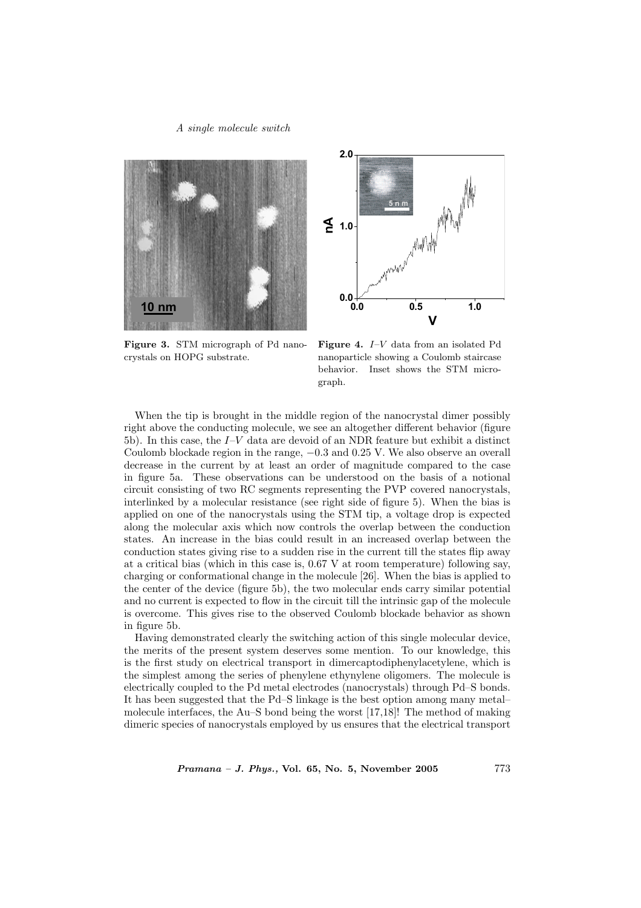Figure 3. STM micrograph of Pd nanocrystals on HOPG substrate.

Figure 4. $I$–$V$ data from an isolated Pd nanoparticle showing a Coulomb staircase behavior. Inset shows the STM micrograph.

When the tip is brought in the middle region of the nanocrystal dimer possibly right above the conducting molecule, we see an altogether different behavior (figure 5b). In this case, the $I$–$V$ data are devoid of an NDR feature but exhibit a distinct Coulomb blockade region in the range, −0.3 and 0.25 V. We also observe an overall decrease in the current by at least an order of magnitude compared to the case in figure 5a. These observations can be understood on the basis of a notional circuit consisting of two RC segments representing the PVP covered nanocrystals, interlinked by a molecular resistance (see right side of figure 5). When the bias is applied on one of the nanocrystals using the STM tip, a voltage drop is expected along the molecular axis which now controls the overlap between the conduction states. An increase in the bias could result in an increased overlap between the conduction states giving rise to a sudden rise in the current till the states flip away at a critical bias (which in this case is, 0.67 V at room temperature) following say, charging or conformational change in the molecule [26]. When the bias is applied to the center of the device (figure 5b), the two molecular ends carry similar potential and no current is expected to flow in the circuit till the intrinsic gap of the molecule is overcome. This gives rise to the observed Coulomb blockade behavior as shown in figure 5b.

Having demonstrated clearly the switching action of this single molecular device, the merits of the present system deserves some mention. To our knowledge, this is the first study on electrical transport in dimercaptodiphenylacetylene, which is the simplest among the series of phenylene ethynylene oligomers. The molecule is electrically coupled to the Pd metal electrodes (nanocrystals) through Pd–S bonds. It has been suggested that the Pd–S linkage is the best option among many metal–molecule interfaces, the Au–S bond being the worst [17,18]! The method of making dimeric species of nanocrystals employed by us ensures that the electrical transport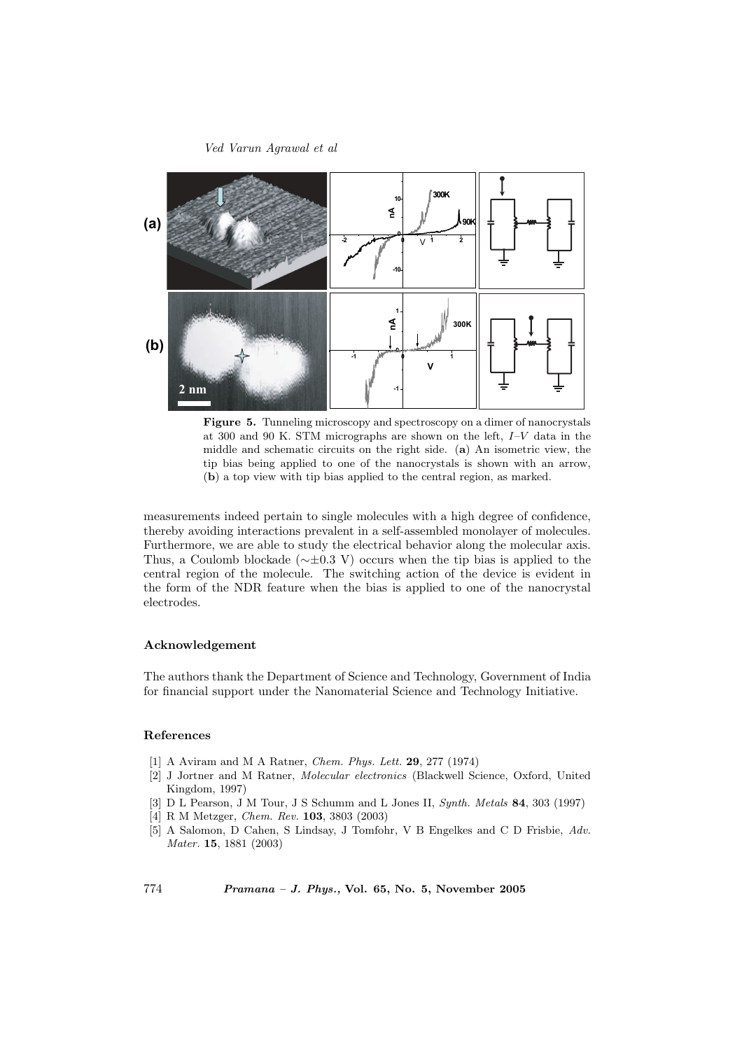**Figure 5.** Tunneling microscopy and spectroscopy on a dimer of nanocrystals at 300 and 90 K. STM micrographs are shown on the left, $I$–$V$ data in the middle and schematic circuits on the right side. (**a**) An isometric view, the tip bias being applied to one of the nanocrystals is shown with an arrow, (**b**) a top view with tip bias applied to the central region, as marked.

measurements indeed pertain to single molecules with a high degree of confidence, thereby avoiding interactions prevalent in a self-assembled monolayer of molecules. Furthermore, we are able to study the electrical behavior along the molecular axis. Thus, a Coulomb blockade ($\sim\pm 0.3$ V) occurs when the tip bias is applied to the central region of the molecule. The switching action of the device is evident in the form of the NDR feature when the bias is applied to one of the nanocrystal electrodes.

### Acknowledgement

The authors thank the Department of Science and Technology, Government of India for financial support under the Nanomaterial Science and Technology Initiative.

### References

[1] A Aviram and M A Ratner, *Chem. Phys. Lett.* **29**, 277 (1974)
[2] J Jortner and M Ratner, *Molecular electronics* (Blackwell Science, Oxford, United Kingdom, 1997)
[3] D L Pearson, J M Tour, J S Schumm and L Jones II, *Synth. Metals* **84**, 303 (1997)
[4] R M Metzger, *Chem. Rev.* **103**, 3803 (2003)
[5] A Salomon, D Cahen, S Lindsay, J Tomfohr, V B Engelkes and C D Frisbie, *Adv. Mater.* **15**, 1881 (2003)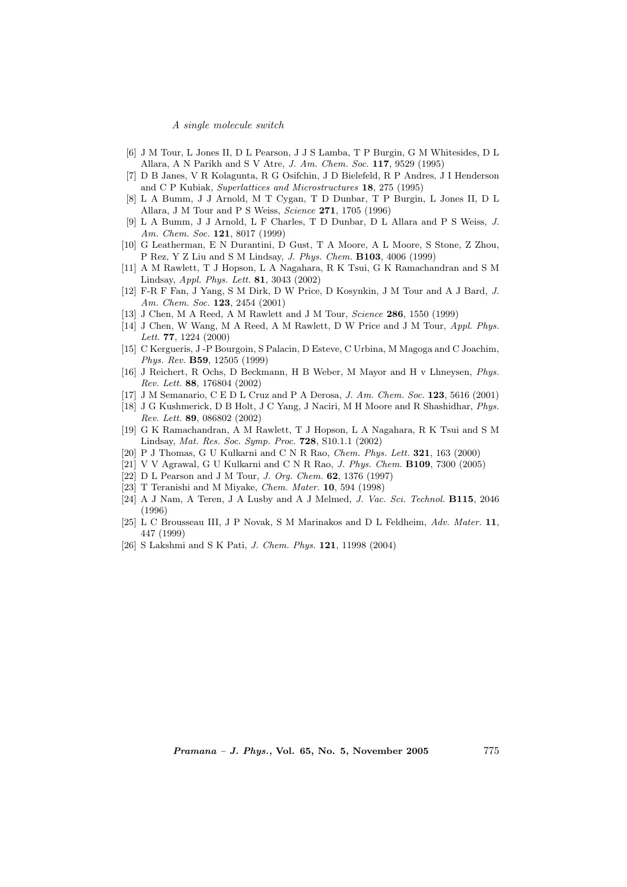[6] J M Tour, L Jones II, D L Pearson, J J S Lamba, T P Burgin, G M Whitesides, D L Allara, A N Parikh and S V Atre, *J. Am. Chem. Soc.* **117**, 9529 (1995)

[7] D B Janes, V R Kolagunta, R G Osifchin, J D Bielefeld, R P Andres, J I Henderson and C P Kubiak, *Superlattices and Microstructures* **18**, 275 (1995)

[8] L A Bumm, J J Arnold, M T Cygan, T D Dunbar, T P Burgin, L Jones II, D L Allara, J M Tour and P S Weiss, *Science* **271**, 1705 (1996)

[9] L A Bumm, J J Arnold, L F Charles, T D Dunbar, D L Allara and P S Weiss, *J. Am. Chem. Soc.* **121**, 8017 (1999)

[10] G Leatherman, E N Durantini, D Gust, T A Moore, A L Moore, S Stone, Z Zhou, P Rez, Y Z Liu and S M Lindsay, *J. Phys. Chem.* **B103**, 4006 (1999)

[11] A M Rawlett, T J Hopson, L A Nagahara, R K Tsui, G K Ramachandran and S M Lindsay, *Appl. Phys. Lett.* **81**, 3043 (2002)

[12] F-R F Fan, J Yang, S M Dirk, D W Price, D Kosynkin, J M Tour and A J Bard, *J. Am. Chem. Soc.* **123**, 2454 (2001)

[13] J Chen, M A Reed, A M Rawlett and J M Tour, *Science* **286**, 1550 (1999)

[14] J Chen, W Wang, M A Reed, A M Rawlett, D W Price and J M Tour, *Appl. Phys. Lett.* **77**, 1224 (2000)

[15] C Kergueris, J -P Bourgoin, S Palacin, D Esteve, C Urbina, M Magoga and C Joachim, *Phys. Rev.* **B59**, 12505 (1999)

[16] J Reichert, R Ochs, D Beckmann, H B Weber, M Mayor and H v Lhneysen, *Phys. Rev. Lett.* **88**, 176804 (2002)

[17] J M Semanario, C E D L Cruz and P A Derosa, *J. Am. Chem. Soc.* **123**, 5616 (2001)

[18] J G Kushmerick, D B Holt, J C Yang, J Naciri, M H Moore and R Shashidhar, *Phys. Rev. Lett.* **89**, 086802 (2002)

[19] G K Ramachandran, A M Rawlett, T J Hopson, L A Nagahara, R K Tsui and S M Lindsay, *Mat. Res. Soc. Symp. Proc.* **728**, S10.1.1 (2002)

[20] P J Thomas, G U Kulkarni and C N R Rao, *Chem. Phys. Lett.* **321**, 163 (2000)

[21] V V Agrawal, G U Kulkarni and C N R Rao, *J. Phys. Chem.* **B109**, 7300 (2005)

[22] D L Pearson and J M Tour, *J. Org. Chem.* **62**, 1376 (1997)

[23] T Teranishi and M Miyake, *Chem. Mater.* **10**, 594 (1998)

[24] A J Nam, A Teren, J A Lusby and A J Melmed, *J. Vac. Sci. Technol.* **B115**, 2046 (1996)

[25] L C Brousseau III, J P Novak, S M Marinakos and D L Feldheim, *Adv. Mater.* **11**, 447 (1999)

[26] S Lakshmi and S K Pati, *J. Chem. Phys.* **121**, 11998 (2004)